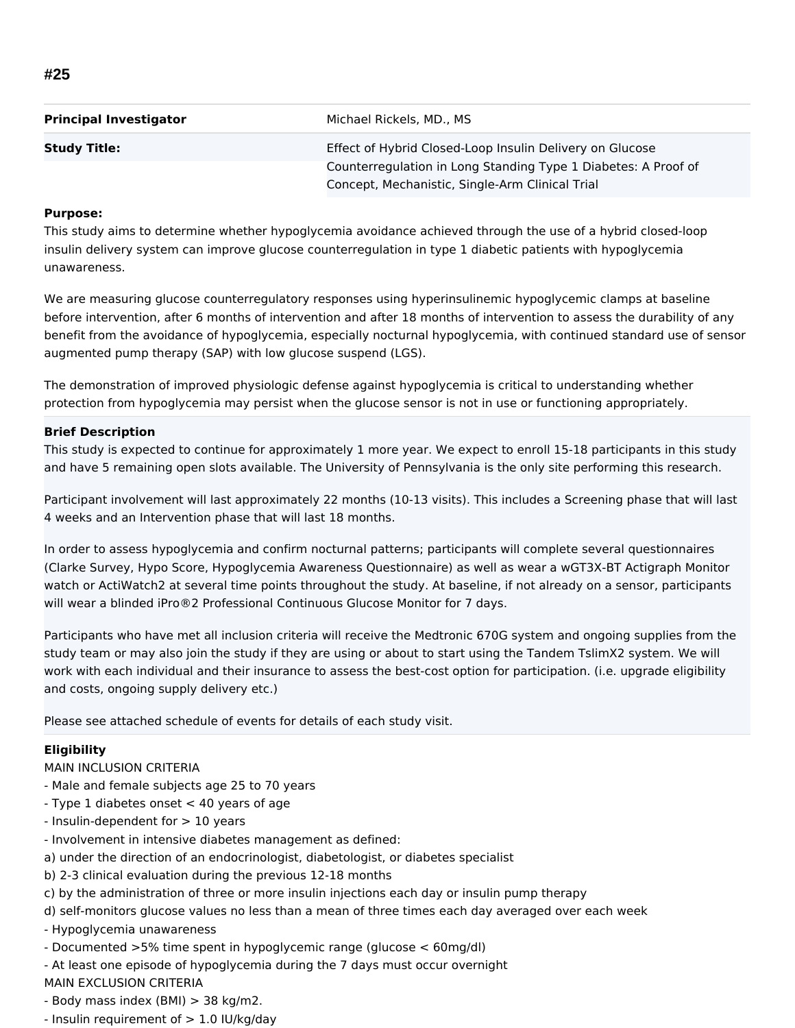# #25

| | |
|---|---|
| **Principal Investigator** | Michael Rickels, MD., MS |
| **Study Title:** | Effect of Hybrid Closed-Loop Insulin Delivery on Glucose Counterregulation in Long Standing Type 1 Diabetes: A Proof of Concept, Mechanistic, Single-Arm Clinical Trial |

**Purpose:**
This study aims to determine whether hypoglycemia avoidance achieved through the use of a hybrid closed-loop insulin delivery system can improve glucose counterregulation in type 1 diabetic patients with hypoglycemia unawareness.

We are measuring glucose counterregulatory responses using hyperinsulinemic hypoglycemic clamps at baseline before intervention, after 6 months of intervention and after 18 months of intervention to assess the durability of any benefit from the avoidance of hypoglycemia, especially nocturnal hypoglycemia, with continued standard use of sensor augmented pump therapy (SAP) with low glucose suspend (LGS).

The demonstration of improved physiologic defense against hypoglycemia is critical to understanding whether protection from hypoglycemia may persist when the glucose sensor is not in use or functioning appropriately.

**Brief Description**
This study is expected to continue for approximately 1 more year. We expect to enroll 15-18 participants in this study and have 5 remaining open slots available. The University of Pennsylvania is the only site performing this research.

Participant involvement will last approximately 22 months (10-13 visits). This includes a Screening phase that will last 4 weeks and an Intervention phase that will last 18 months.

In order to assess hypoglycemia and confirm nocturnal patterns; participants will complete several questionnaires (Clarke Survey, Hypo Score, Hypoglycemia Awareness Questionnaire) as well as wear a wGT3X-BT Actigraph Monitor watch or ActiWatch2 at several time points throughout the study. At baseline, if not already on a sensor, participants will wear a blinded iPro®2 Professional Continuous Glucose Monitor for 7 days.

Participants who have met all inclusion criteria will receive the Medtronic 670G system and ongoing supplies from the study team or may also join the study if they are using or about to start using the Tandem TslimX2 system. We will work with each individual and their insurance to assess the best-cost option for participation. (i.e. upgrade eligibility and costs, ongoing supply delivery etc.)

Please see attached schedule of events for details of each study visit.

**Eligibility**
MAIN INCLUSION CRITERIA
- Male and female subjects age 25 to 70 years
- Type 1 diabetes onset < 40 years of age
- Insulin-dependent for > 10 years
- Involvement in intensive diabetes management as defined:
a) under the direction of an endocrinologist, diabetologist, or diabetes specialist
b) 2-3 clinical evaluation during the previous 12-18 months
c) by the administration of three or more insulin injections each day or insulin pump therapy
d) self-monitors glucose values no less than a mean of three times each day averaged over each week
- Hypoglycemia unawareness
- Documented >5% time spent in hypoglycemic range (glucose < 60mg/dl)
- At least one episode of hypoglycemia during the 7 days must occur overnight
MAIN EXCLUSION CRITERIA
- Body mass index (BMI) > 38 kg/m2.
- Insulin requirement of > 1.0 IU/kg/day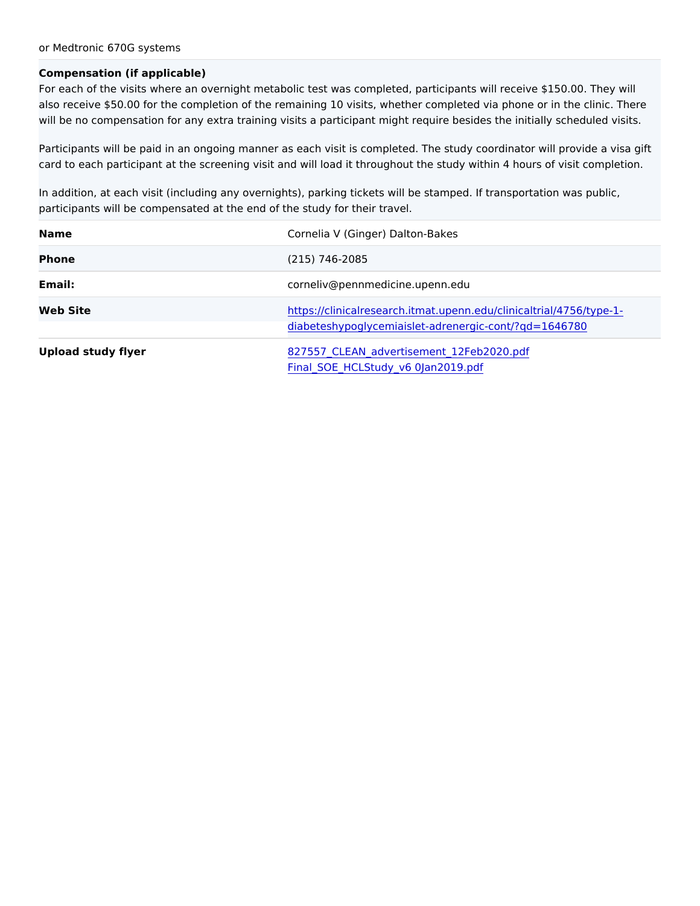or Medtronic 670G systems

| | |
|---|---|
| **Compensation (if applicable)** | |

For each of the visits where an overnight metabolic test was completed, participants will receive $150.00. They will also receive $50.00 for the completion of the remaining 10 visits, whether completed via phone or in the clinic. There will be no compensation for any extra training visits a participant might require besides the initially scheduled visits.

Participants will be paid in an ongoing manner as each visit is completed. The study coordinator will provide a visa gift card to each participant at the screening visit and will load it throughout the study within 4 hours of visit completion.

In addition, at each visit (including any overnights), parking tickets will be stamped. If transportation was public, participants will be compensated at the end of the study for their travel.

| | |
|---|---|
| **Name** | Cornelia V (Ginger) Dalton-Bakes |
| **Phone** | (215) 746-2085 |
| **Email:** | corneliv@pennmedicine.upenn.edu |
| **Web Site** | https://clinicalresearch.itmat.upenn.edu/clinicaltrial/4756/type-1-diabeteshypoglycemiaislet-adrenergic-cont/?qd=1646780 |
| **Upload study flyer** | 827557_CLEAN_advertisement_12Feb2020.pdf<br>Final_SOE_HCLStudy_v6 0Jan2019.pdf |